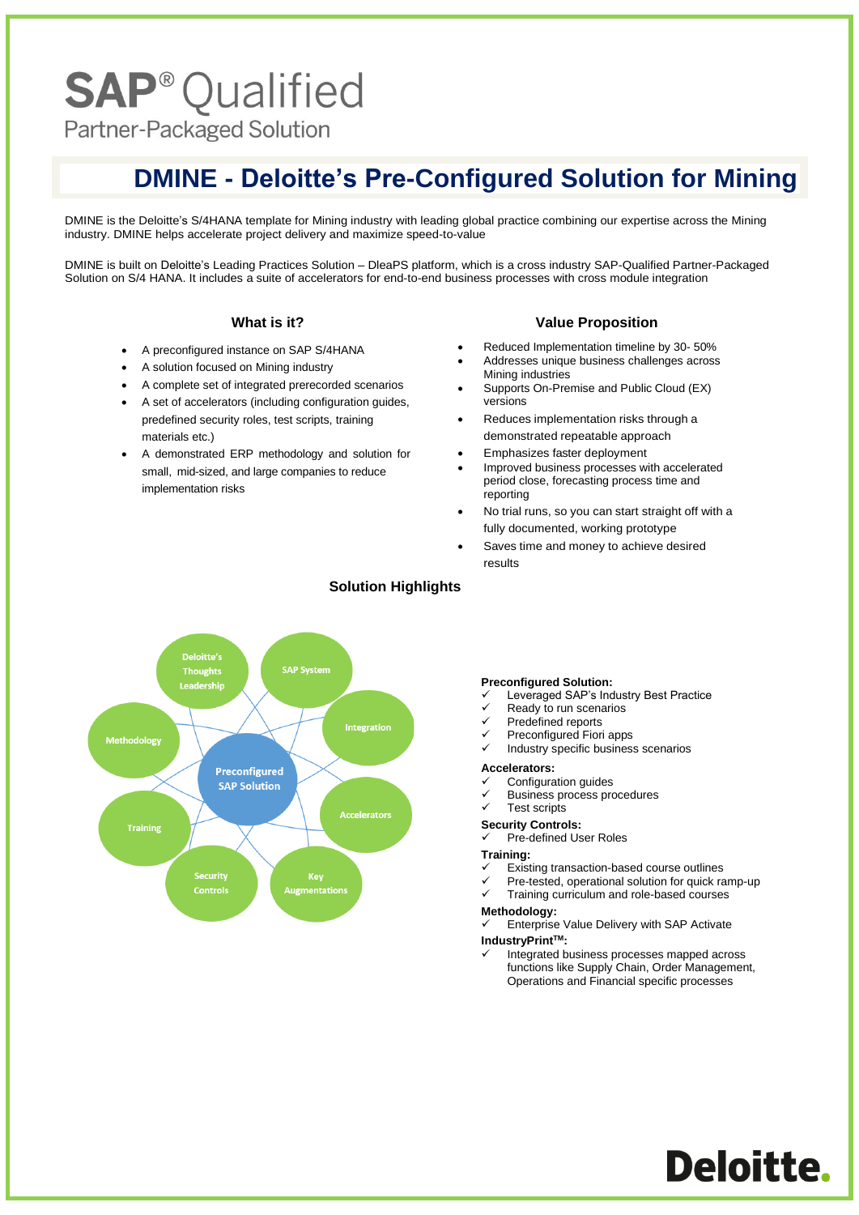# SAP® Qualified

Partner-Packaged Solution

## DMINE - Deloitte's Pre-Configured Solution for Mining

DMINE is the Deloitte's S/4HANA template for Mining industry with leading global practice combining our expertise across the Mining industry. DMINE helps accelerate project delivery and maximize speed-to-value

DMINE is built on Deloitte's Leading Practices Solution – DleaPS platform, which is a cross industry SAP-Qualified Partner-Packaged Solution on S/4 HANA. It includes a suite of accelerators for end-to-end business processes with cross module integration

### What is it?

- A preconfigured instance on SAP S/4HANA
- A solution focused on Mining industry
- A complete set of integrated prerecorded scenarios
- A set of accelerators (including configuration guides, predefined security roles, test scripts, training materials etc.)
- A demonstrated ERP methodology and solution for small, mid-sized, and large companies to reduce implementation risks

### Value Proposition

- Reduced Implementation timeline by 30- 50%
- Addresses unique business challenges across Mining industries
- Supports On-Premise and Public Cloud (EX) versions
- Reduces implementation risks through a demonstrated repeatable approach
- Emphasizes faster deployment
- Improved business processes with accelerated period close, forecasting process time and reporting
- No trial runs, so you can start straight off with a fully documented, working prototype
- Saves time and money to achieve desired results

### Solution Highlights

Preconfigured SAP Solution: Deloitte's Thoughts Leadership, SAP System, Integration, Accelerators, Key Augmentations, Security Controls, Training, Methodology

**Preconfigured Solution:**

- ✓ Leveraged SAP's Industry Best Practice
- ✓ Ready to run scenarios
- ✓ Predefined reports
- ✓ Preconfigured Fiori apps
- ✓ Industry specific business scenarios

**Accelerators:**

- ✓ Configuration guides
- ✓ Business process procedures
- ✓ Test scripts

**Security Controls:**

- ✓ Pre-defined User Roles

**Training:**

- ✓ Existing transaction-based course outlines
- ✓ Pre-tested, operational solution for quick ramp-up
- ✓ Training curriculum and role-based courses

**Methodology:**

- ✓ Enterprise Value Delivery with SAP Activate

**IndustryPrint™:**

- ✓ Integrated business processes mapped across functions like Supply Chain, Order Management, Operations and Financial specific processes

Deloitte.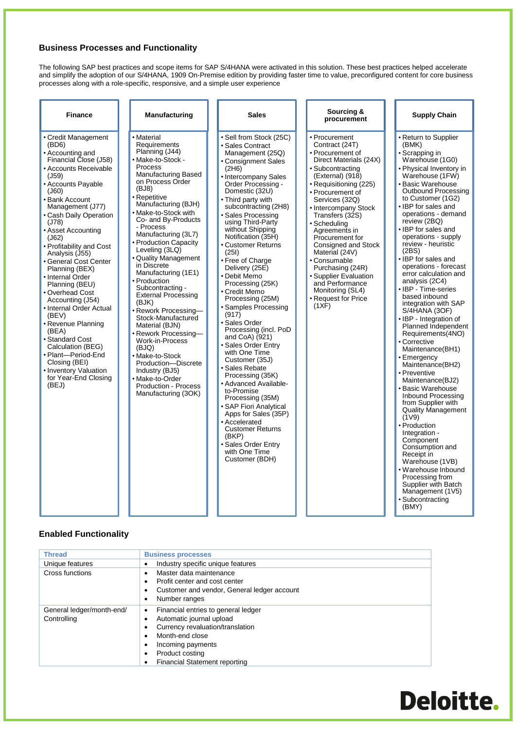## Business Processes and Functionality

The following SAP best practices and scope items for SAP S/4HANA were activated in this solution. These best practices helped accelerate and simplify the adoption of our S/4HANA, 1909 On-Premise edition by providing faster time to value, preconfigured content for core business processes along with a role-specific, responsive, and a simple user experience

### Finance

- Credit Management (BD6)
- Accounting and Financial Close (J58)
- Accounts Receivable (J59)
- Accounts Payable (J60)
- Bank Account Management (J77)
- Cash Daily Operation (J78)
- Asset Accounting (J62)
- Profitability and Cost Analysis (J55)
- General Cost Center Planning (BEX)
- Internal Order Planning (BEU)
- Overhead Cost Accounting (J54)
- Internal Order Actual (BEV)
- Revenue Planning (BEA)
- Standard Cost Calculation (BEG)
- Plant—Period-End Closing (BEI)
- Inventory Valuation for Year-End Closing (BEJ)

### Manufacturing

- Material Requirements Planning (J44)
- Make-to-Stock - Process Manufacturing Based on Process Order (BJ8)
- Repetitive Manufacturing (BJH)
- Make-to-Stock with Co- and By-Products - Process Manufacturing (3L7)
- Production Capacity Leveling (3LQ)
- Quality Management in Discrete Manufacturing (1E1)
- Production Subcontracting - External Processing (BJK)
- Rework Processing—Stock-Manufactured Material (BJN)
- Rework Processing—Work-in-Process (BJQ)
- Make-to-Stock Production—Discrete Industry (BJ5)
- Make-to-Order Production - Process Manufacturing (3OK)

### Sales

- Sell from Stock (25C)
- Sales Contract Management (25Q)
- Consignment Sales (2H6)
- Intercompany Sales Order Processing - Domestic (32U)
- Third party with subcontracting (2H8)
- Sales Processing using Third-Party without Shipping Notification (35H)
- Customer Returns (25I)
- Free of Charge Delivery (25E)
- Debit Memo Processing (25K)
- Credit Memo Processing (25M)
- Samples Processing (917)
- Sales Order Processing (incl. PoD and CoA) (921)
- Sales Order Entry with One Time Customer (35J)
- Sales Rebate Processing (35K)
- Advanced Available-to-Promise Processing (35M)
- SAP Fiori Analytical Apps for Sales (35P)
- Accelerated Customer Returns (BKP)
- Sales Order Entry with One Time Customer (BDH)

### Sourcing & procurement

- Procurement Contract (24T)
- Procurement of Direct Materials (24X)
- Subcontracting (External) (918)
- Requisitioning (225)
- Procurement of Services (32Q)
- Intercompany Stock Transfers (32S)
- Scheduling Agreements in Procurement for Consigned and Stock Material (24V)
- Consumable Purchasing (24R)
- Supplier Evaluation and Performance Monitoring (SL4)
- Request for Price (1XF)

### Supply Chain

- Return to Supplier (BMK)
- Scrapping in Warehouse (1G0)
- Physical Inventory in Warehouse (1FW)
- Basic Warehouse Outbound Processing to Customer (1G2)
- IBP for sales and operations - demand review (2BQ)
- IBP for sales and operations - supply review - heuristic (2BS)
- IBP for sales and operations - forecast error calculation and analysis (2C4)
- IBP - Time-series based inbound integration with SAP S/4HANA (3OF)
- IBP - Integration of Planned Independent Requirements(4NO)
- Corrective Maintenance(BH1)
- Emergency Maintenance(BH2)
- Preventive Maintenance(BJ2)
- Basic Warehouse Inbound Processing from Supplier with Quality Management (1V9)
- Production Integration - Component Consumption and Receipt in Warehouse (1VB)
- Warehouse Inbound Processing from Supplier with Batch Management (1V5)
- Subcontracting (BMY)

## Enabled Functionality

| Thread | Business processes |
|---|---|
| Unique features | • Industry specific unique features |
| Cross functions | • Master data maintenance<br>• Profit center and cost center<br>• Customer and vendor, General ledger account<br>• Number ranges |
| General ledger/month-end/ Controlling | • Financial entries to general ledger<br>• Automatic journal upload<br>• Currency revaluation/translation<br>• Month-end close<br>• Incoming payments<br>• Product costing<br>• Financial Statement reporting |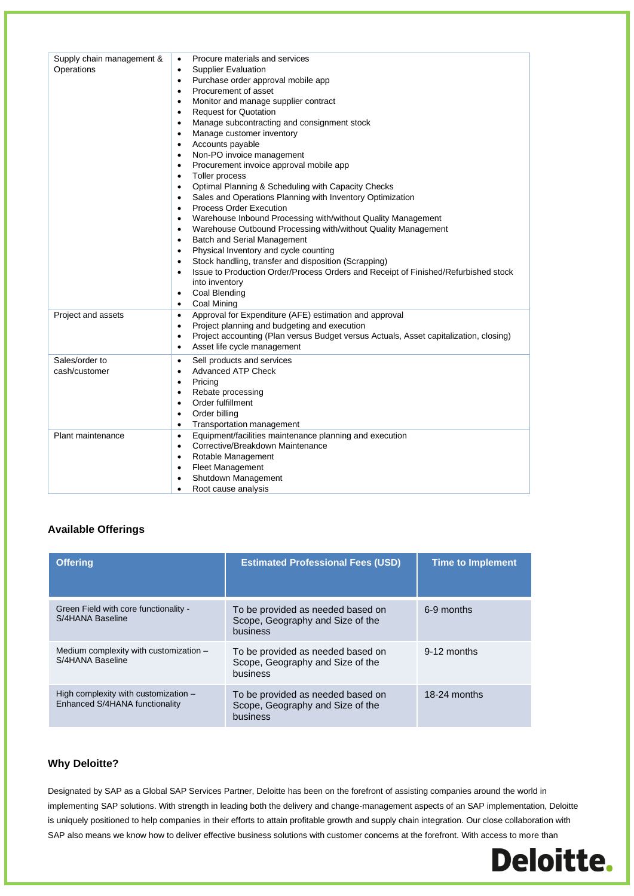| | |
|---|---|
| Supply chain management & Operations | • Procure materials and services<br>• Supplier Evaluation<br>• Purchase order approval mobile app<br>• Procurement of asset<br>• Monitor and manage supplier contract<br>• Request for Quotation<br>• Manage subcontracting and consignment stock<br>• Manage customer inventory<br>• Accounts payable<br>• Non-PO invoice management<br>• Procurement invoice approval mobile app<br>• Toller process<br>• Optimal Planning & Scheduling with Capacity Checks<br>• Sales and Operations Planning with Inventory Optimization<br>• Process Order Execution<br>• Warehouse Inbound Processing with/without Quality Management<br>• Warehouse Outbound Processing with/without Quality Management<br>• Batch and Serial Management<br>• Physical Inventory and cycle counting<br>• Stock handling, transfer and disposition (Scrapping)<br>• Issue to Production Order/Process Orders and Receipt of Finished/Refurbished stock into inventory<br>• Coal Blending<br>• Coal Mining |
| Project and assets | • Approval for Expenditure (AFE) estimation and approval<br>• Project planning and budgeting and execution<br>• Project accounting (Plan versus Budget versus Actuals, Asset capitalization, closing)<br>• Asset life cycle management |
| Sales/order to cash/customer | • Sell products and services<br>• Advanced ATP Check<br>• Pricing<br>• Rebate processing<br>• Order fulfillment<br>• Order billing<br>• Transportation management |
| Plant maintenance | • Equipment/facilities maintenance planning and execution<br>• Corrective/Breakdown Maintenance<br>• Rotable Management<br>• Fleet Management<br>• Shutdown Management<br>• Root cause analysis |

### Available Offerings

| Offering | Estimated Professional Fees (USD) | Time to Implement |
|---|---|---|
| Green Field with core functionality - S/4HANA Baseline | To be provided as needed based on Scope, Geography and Size of the business | 6-9 months |
| Medium complexity with customization – S/4HANA Baseline | To be provided as needed based on Scope, Geography and Size of the business | 9-12 months |
| High complexity with customization – Enhanced S/4HANA functionality | To be provided as needed based on Scope, Geography and Size of the business | 18-24 months |

### Why Deloitte?

Designated by SAP as a Global SAP Services Partner, Deloitte has been on the forefront of assisting companies around the world in implementing SAP solutions. With strength in leading both the delivery and change-management aspects of an SAP implementation, Deloitte is uniquely positioned to help companies in their efforts to attain profitable growth and supply chain integration. Our close collaboration with SAP also means we know how to deliver effective business solutions with customer concerns at the forefront. With access to more than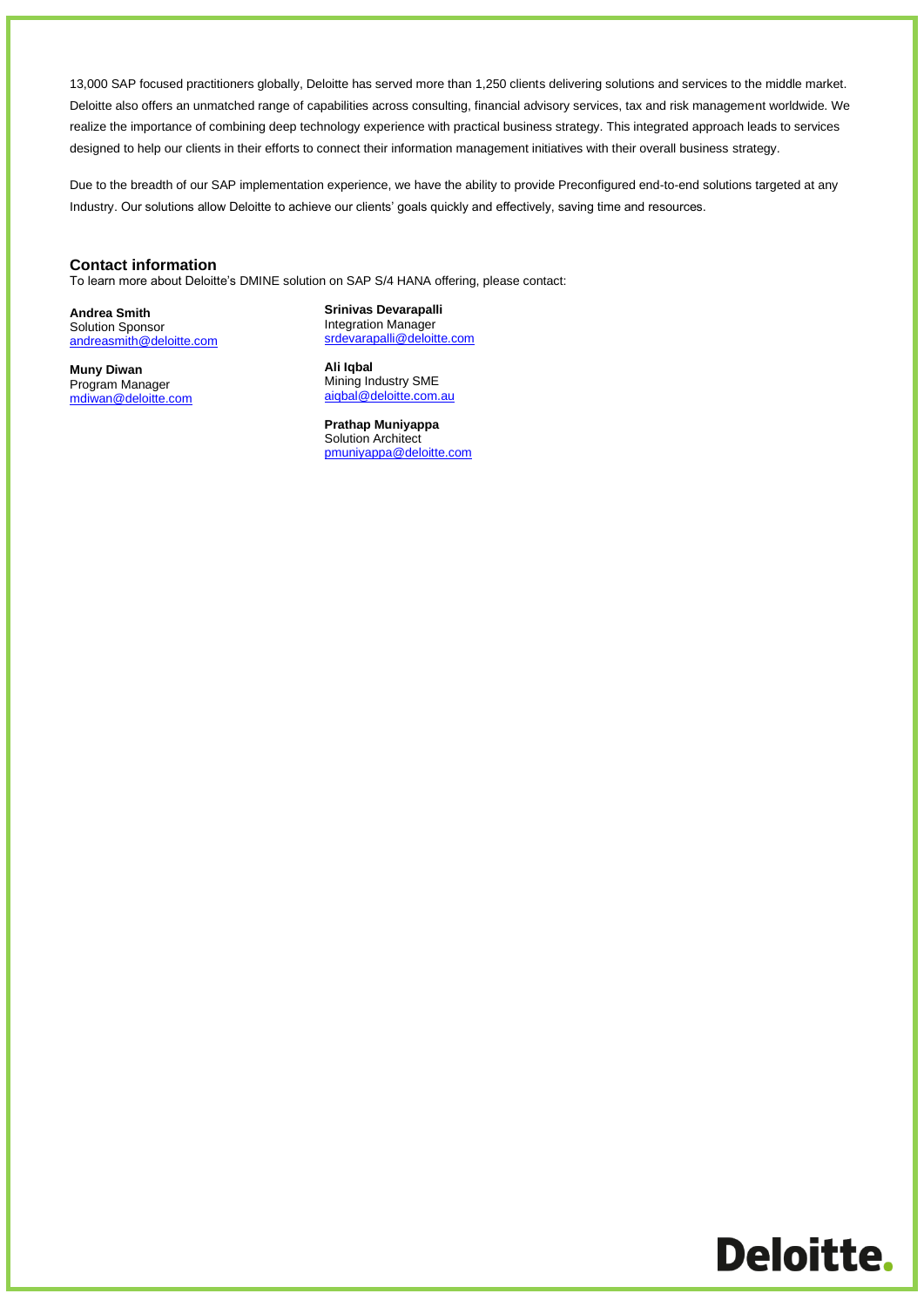13,000 SAP focused practitioners globally, Deloitte has served more than 1,250 clients delivering solutions and services to the middle market. Deloitte also offers an unmatched range of capabilities across consulting, financial advisory services, tax and risk management worldwide. We realize the importance of combining deep technology experience with practical business strategy. This integrated approach leads to services designed to help our clients in their efforts to connect their information management initiatives with their overall business strategy.

Due to the breadth of our SAP implementation experience, we have the ability to provide Preconfigured end-to-end solutions targeted at any Industry. Our solutions allow Deloitte to achieve our clients' goals quickly and effectively, saving time and resources.

### Contact information

To learn more about Deloitte's DMINE solution on SAP S/4 HANA offering, please contact:

**Andrea Smith**
Solution Sponsor
andreasmith@deloitte.com

**Muny Diwan**
Program Manager
mdiwan@deloitte.com

**Srinivas Devarapalli**
Integration Manager
srdevarapalli@deloitte.com

**Ali Iqbal**
Mining Industry SME
aiqbal@deloitte.com.au

**Prathap Muniyappa**
Solution Architect
pmuniyappa@deloitte.com

Deloitte.